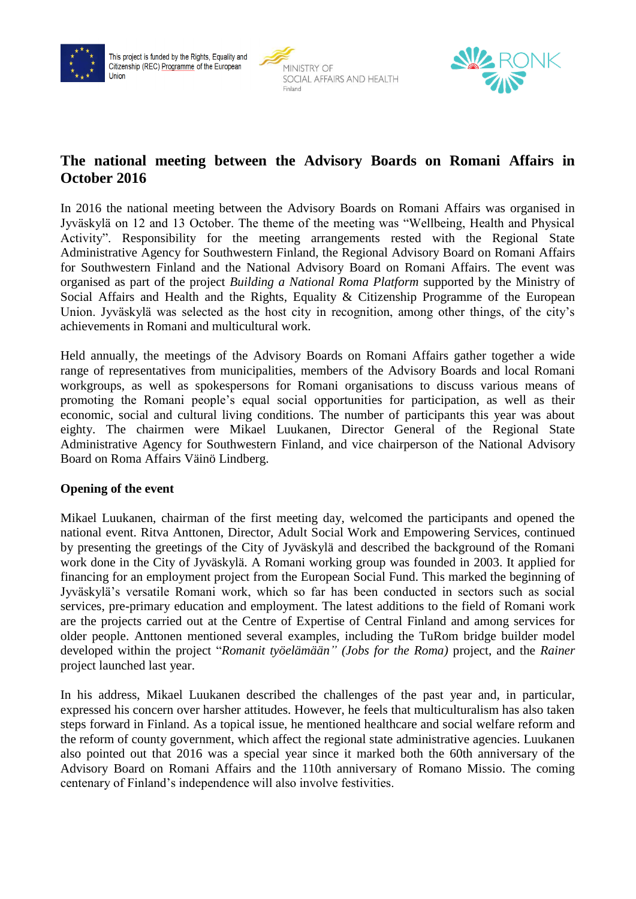This project is funded by the Rights, Equality and Citizenship (REC) Programme of the European Union

MINISTRY OF SOCIAL AFFAIRS AND HEALTH Finland

RONK

# The national meeting between the Advisory Boards on Romani Affairs in October 2016

In 2016 the national meeting between the Advisory Boards on Romani Affairs was organised in Jyväskylä on 12 and 13 October. The theme of the meeting was "Wellbeing, Health and Physical Activity". Responsibility for the meeting arrangements rested with the Regional State Administrative Agency for Southwestern Finland, the Regional Advisory Board on Romani Affairs for Southwestern Finland and the National Advisory Board on Romani Affairs. The event was organised as part of the project *Building a National Roma Platform* supported by the Ministry of Social Affairs and Health and the Rights, Equality & Citizenship Programme of the European Union. Jyväskylä was selected as the host city in recognition, among other things, of the city's achievements in Romani and multicultural work.

Held annually, the meetings of the Advisory Boards on Romani Affairs gather together a wide range of representatives from municipalities, members of the Advisory Boards and local Romani workgroups, as well as spokespersons for Romani organisations to discuss various means of promoting the Romani people's equal social opportunities for participation, as well as their economic, social and cultural living conditions. The number of participants this year was about eighty. The chairmen were Mikael Luukanen, Director General of the Regional State Administrative Agency for Southwestern Finland, and vice chairperson of the National Advisory Board on Roma Affairs Väinö Lindberg.

## Opening of the event

Mikael Luukanen, chairman of the first meeting day, welcomed the participants and opened the national event. Ritva Anttonen, Director, Adult Social Work and Empowering Services, continued by presenting the greetings of the City of Jyväskylä and described the background of the Romani work done in the City of Jyväskylä. A Romani working group was founded in 2003. It applied for financing for an employment project from the European Social Fund. This marked the beginning of Jyväskylä's versatile Romani work, which so far has been conducted in sectors such as social services, pre-primary education and employment. The latest additions to the field of Romani work are the projects carried out at the Centre of Expertise of Central Finland and among services for older people. Anttonen mentioned several examples, including the TuRom bridge builder model developed within the project "*Romanit työelämään" (Jobs for the Roma)* project, and the *Rainer* project launched last year.

In his address, Mikael Luukanen described the challenges of the past year and, in particular, expressed his concern over harsher attitudes. However, he feels that multiculturalism has also taken steps forward in Finland. As a topical issue, he mentioned healthcare and social welfare reform and the reform of county government, which affect the regional state administrative agencies. Luukanen also pointed out that 2016 was a special year since it marked both the 60th anniversary of the Advisory Board on Romani Affairs and the 110th anniversary of Romano Missio. The coming centenary of Finland's independence will also involve festivities.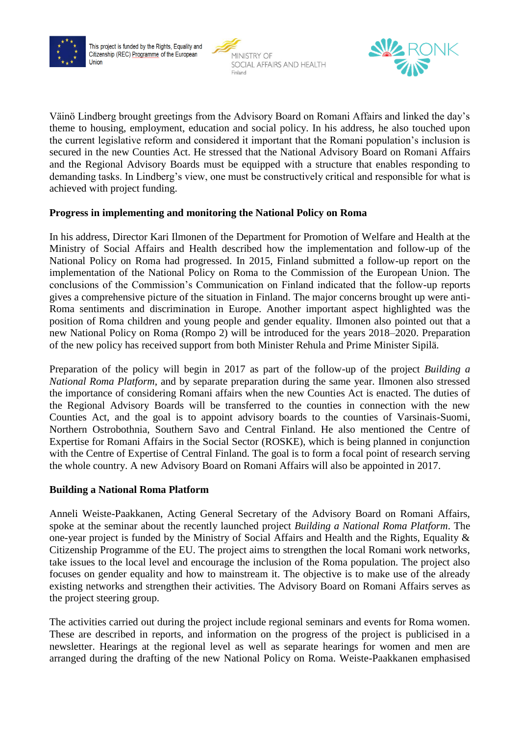Väinö Lindberg brought greetings from the Advisory Board on Romani Affairs and linked the day's theme to housing, employment, education and social policy. In his address, he also touched upon the current legislative reform and considered it important that the Romani population's inclusion is secured in the new Counties Act. He stressed that the National Advisory Board on Romani Affairs and the Regional Advisory Boards must be equipped with a structure that enables responding to demanding tasks. In Lindberg's view, one must be constructively critical and responsible for what is achieved with project funding.

**Progress in implementing and monitoring the National Policy on Roma**

In his address, Director Kari Ilmonen of the Department for Promotion of Welfare and Health at the Ministry of Social Affairs and Health described how the implementation and follow-up of the National Policy on Roma had progressed. In 2015, Finland submitted a follow-up report on the implementation of the National Policy on Roma to the Commission of the European Union. The conclusions of the Commission's Communication on Finland indicated that the follow-up reports gives a comprehensive picture of the situation in Finland. The major concerns brought up were anti-Roma sentiments and discrimination in Europe. Another important aspect highlighted was the position of Roma children and young people and gender equality. Ilmonen also pointed out that a new National Policy on Roma (Rompo 2) will be introduced for the years 2018–2020. Preparation of the new policy has received support from both Minister Rehula and Prime Minister Sipilä.

Preparation of the policy will begin in 2017 as part of the follow-up of the project *Building a National Roma Platform*, and by separate preparation during the same year. Ilmonen also stressed the importance of considering Romani affairs when the new Counties Act is enacted. The duties of the Regional Advisory Boards will be transferred to the counties in connection with the new Counties Act, and the goal is to appoint advisory boards to the counties of Varsinais-Suomi, Northern Ostrobothnia, Southern Savo and Central Finland. He also mentioned the Centre of Expertise for Romani Affairs in the Social Sector (ROSKE), which is being planned in conjunction with the Centre of Expertise of Central Finland. The goal is to form a focal point of research serving the whole country. A new Advisory Board on Romani Affairs will also be appointed in 2017.

**Building a National Roma Platform**

Anneli Weiste-Paakkanen, Acting General Secretary of the Advisory Board on Romani Affairs, spoke at the seminar about the recently launched project *Building a National Roma Platform*. The one-year project is funded by the Ministry of Social Affairs and Health and the Rights, Equality & Citizenship Programme of the EU. The project aims to strengthen the local Romani work networks, take issues to the local level and encourage the inclusion of the Roma population. The project also focuses on gender equality and how to mainstream it. The objective is to make use of the already existing networks and strengthen their activities. The Advisory Board on Romani Affairs serves as the project steering group.

The activities carried out during the project include regional seminars and events for Roma women. These are described in reports, and information on the progress of the project is publicised in a newsletter. Hearings at the regional level as well as separate hearings for women and men are arranged during the drafting of the new National Policy on Roma. Weiste-Paakkanen emphasised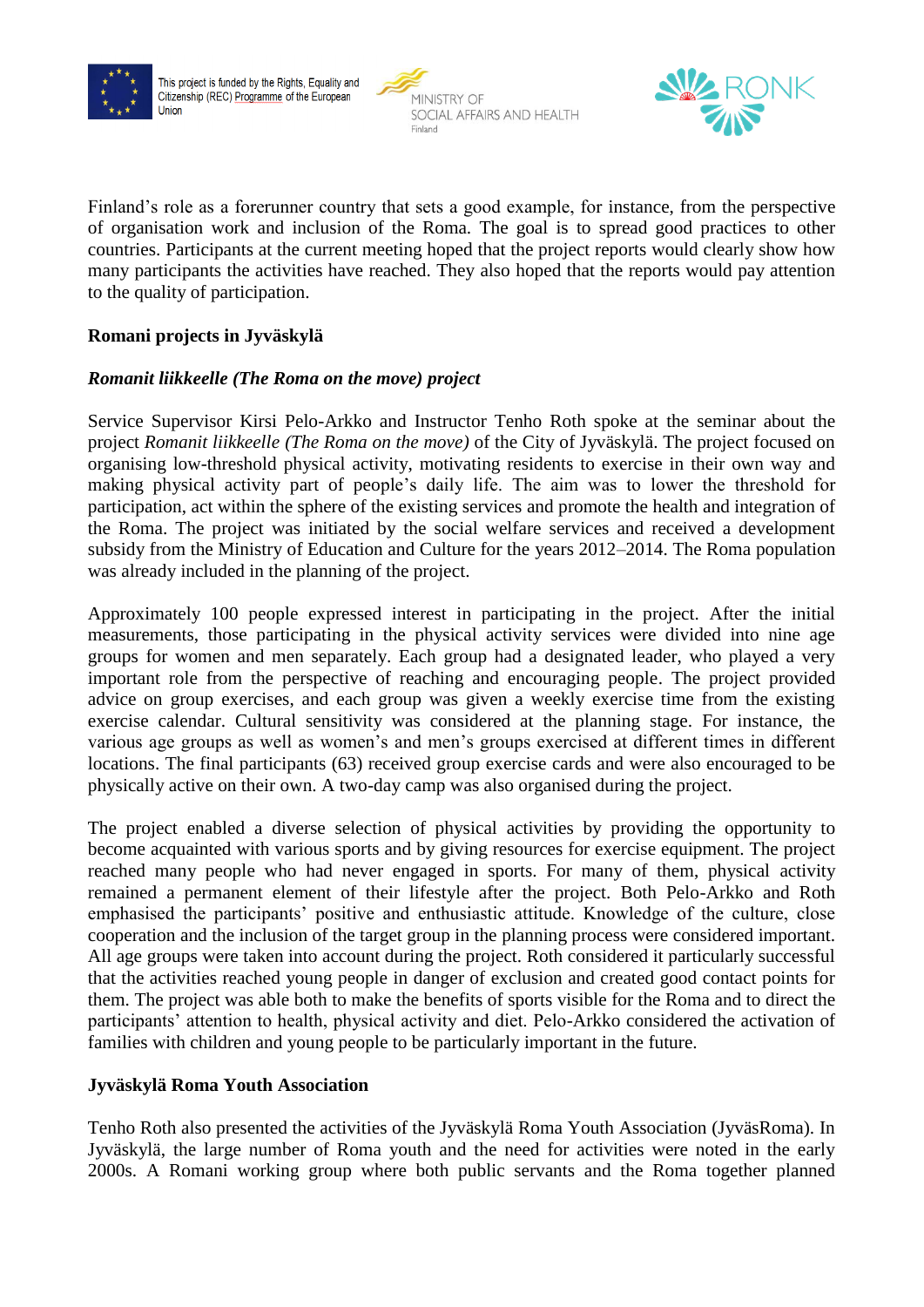Finland's role as a forerunner country that sets a good example, for instance, from the perspective of organisation work and inclusion of the Roma. The goal is to spread good practices to other countries. Participants at the current meeting hoped that the project reports would clearly show how many participants the activities have reached. They also hoped that the reports would pay attention to the quality of participation.

**Romani projects in Jyväskylä**

***Romanit liikkeelle (The Roma on the move) project***

Service Supervisor Kirsi Pelo-Arkko and Instructor Tenho Roth spoke at the seminar about the project *Romanit liikkeelle (The Roma on the move)* of the City of Jyväskylä. The project focused on organising low-threshold physical activity, motivating residents to exercise in their own way and making physical activity part of people's daily life. The aim was to lower the threshold for participation, act within the sphere of the existing services and promote the health and integration of the Roma. The project was initiated by the social welfare services and received a development subsidy from the Ministry of Education and Culture for the years 2012–2014. The Roma population was already included in the planning of the project.

Approximately 100 people expressed interest in participating in the project. After the initial measurements, those participating in the physical activity services were divided into nine age groups for women and men separately. Each group had a designated leader, who played a very important role from the perspective of reaching and encouraging people. The project provided advice on group exercises, and each group was given a weekly exercise time from the existing exercise calendar. Cultural sensitivity was considered at the planning stage. For instance, the various age groups as well as women's and men's groups exercised at different times in different locations. The final participants (63) received group exercise cards and were also encouraged to be physically active on their own. A two-day camp was also organised during the project.

The project enabled a diverse selection of physical activities by providing the opportunity to become acquainted with various sports and by giving resources for exercise equipment. The project reached many people who had never engaged in sports. For many of them, physical activity remained a permanent element of their lifestyle after the project. Both Pelo-Arkko and Roth emphasised the participants' positive and enthusiastic attitude. Knowledge of the culture, close cooperation and the inclusion of the target group in the planning process were considered important. All age groups were taken into account during the project. Roth considered it particularly successful that the activities reached young people in danger of exclusion and created good contact points for them. The project was able both to make the benefits of sports visible for the Roma and to direct the participants' attention to health, physical activity and diet. Pelo-Arkko considered the activation of families with children and young people to be particularly important in the future.

**Jyväskylä Roma Youth Association**

Tenho Roth also presented the activities of the Jyväskylä Roma Youth Association (JyväsRoma). In Jyväskylä, the large number of Roma youth and the need for activities were noted in the early 2000s. A Romani working group where both public servants and the Roma together planned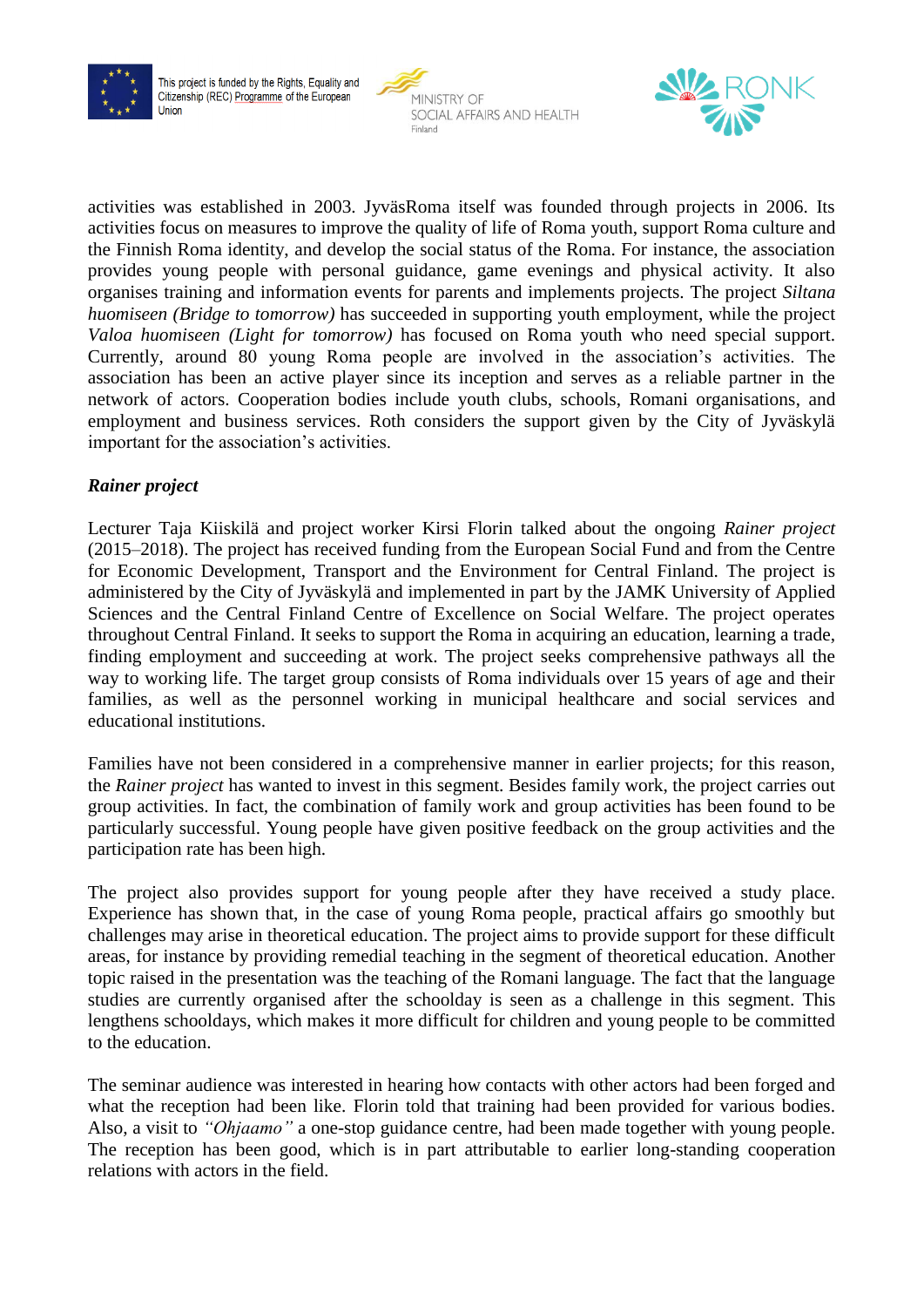activities was established in 2003. JyväsRoma itself was founded through projects in 2006. Its activities focus on measures to improve the quality of life of Roma youth, support Roma culture and the Finnish Roma identity, and develop the social status of the Roma. For instance, the association provides young people with personal guidance, game evenings and physical activity. It also organises training and information events for parents and implements projects. The project *Siltana huomiseen (Bridge to tomorrow)* has succeeded in supporting youth employment, while the project *Valoa huomiseen (Light for tomorrow)* has focused on Roma youth who need special support. Currently, around 80 young Roma people are involved in the association's activities. The association has been an active player since its inception and serves as a reliable partner in the network of actors. Cooperation bodies include youth clubs, schools, Romani organisations, and employment and business services. Roth considers the support given by the City of Jyväskylä important for the association's activities.

***Rainer project***

Lecturer Taja Kiiskilä and project worker Kirsi Florin talked about the ongoing *Rainer project* (2015–2018). The project has received funding from the European Social Fund and from the Centre for Economic Development, Transport and the Environment for Central Finland. The project is administered by the City of Jyväskylä and implemented in part by the JAMK University of Applied Sciences and the Central Finland Centre of Excellence on Social Welfare. The project operates throughout Central Finland. It seeks to support the Roma in acquiring an education, learning a trade, finding employment and succeeding at work. The project seeks comprehensive pathways all the way to working life. The target group consists of Roma individuals over 15 years of age and their families, as well as the personnel working in municipal healthcare and social services and educational institutions.

Families have not been considered in a comprehensive manner in earlier projects; for this reason, the *Rainer project* has wanted to invest in this segment. Besides family work, the project carries out group activities. In fact, the combination of family work and group activities has been found to be particularly successful. Young people have given positive feedback on the group activities and the participation rate has been high.

The project also provides support for young people after they have received a study place. Experience has shown that, in the case of young Roma people, practical affairs go smoothly but challenges may arise in theoretical education. The project aims to provide support for these difficult areas, for instance by providing remedial teaching in the segment of theoretical education. Another topic raised in the presentation was the teaching of the Romani language. The fact that the language studies are currently organised after the schoolday is seen as a challenge in this segment. This lengthens schooldays, which makes it more difficult for children and young people to be committed to the education.

The seminar audience was interested in hearing how contacts with other actors had been forged and what the reception had been like. Florin told that training had been provided for various bodies. Also, a visit to *"Ohjaamo"* a one-stop guidance centre, had been made together with young people. The reception has been good, which is in part attributable to earlier long-standing cooperation relations with actors in the field.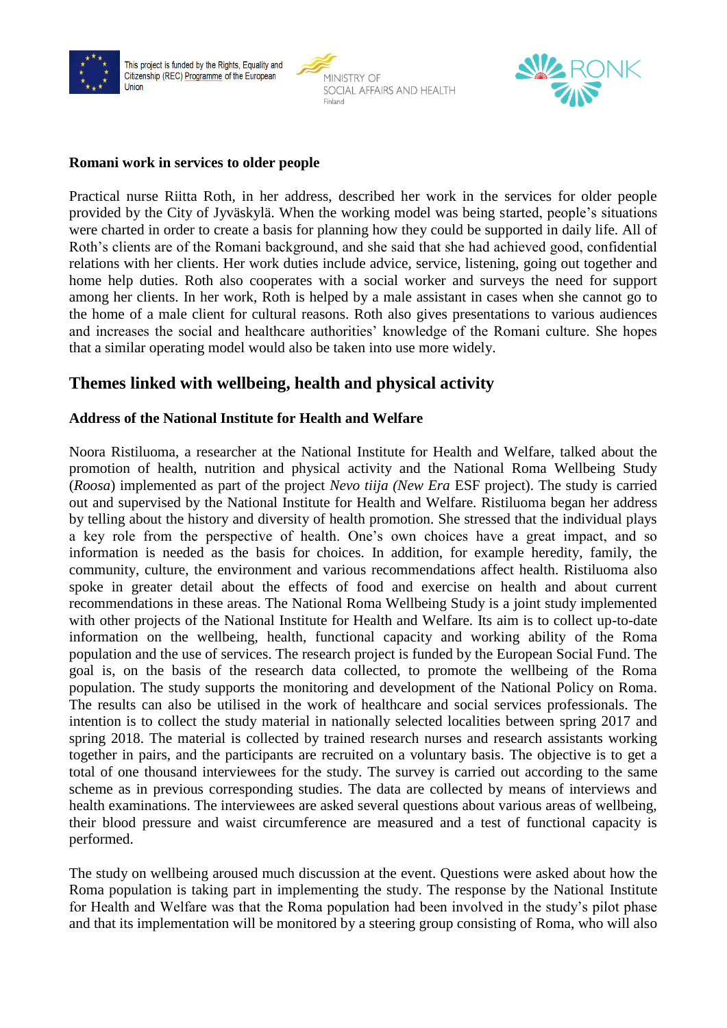**Romani work in services to older people**

Practical nurse Riitta Roth, in her address, described her work in the services for older people provided by the City of Jyväskylä. When the working model was being started, people's situations were charted in order to create a basis for planning how they could be supported in daily life. All of Roth's clients are of the Romani background, and she said that she had achieved good, confidential relations with her clients. Her work duties include advice, service, listening, going out together and home help duties. Roth also cooperates with a social worker and surveys the need for support among her clients. In her work, Roth is helped by a male assistant in cases when she cannot go to the home of a male client for cultural reasons. Roth also gives presentations to various audiences and increases the social and healthcare authorities' knowledge of the Romani culture. She hopes that a similar operating model would also be taken into use more widely.

## Themes linked with wellbeing, health and physical activity

**Address of the National Institute for Health and Welfare**

Noora Ristiluoma, a researcher at the National Institute for Health and Welfare, talked about the promotion of health, nutrition and physical activity and the National Roma Wellbeing Study (*Roosa*) implemented as part of the project *Nevo tiija (New Era* ESF project). The study is carried out and supervised by the National Institute for Health and Welfare. Ristiluoma began her address by telling about the history and diversity of health promotion. She stressed that the individual plays a key role from the perspective of health. One's own choices have a great impact, and so information is needed as the basis for choices. In addition, for example heredity, family, the community, culture, the environment and various recommendations affect health. Ristiluoma also spoke in greater detail about the effects of food and exercise on health and about current recommendations in these areas. The National Roma Wellbeing Study is a joint study implemented with other projects of the National Institute for Health and Welfare. Its aim is to collect up-to-date information on the wellbeing, health, functional capacity and working ability of the Roma population and the use of services. The research project is funded by the European Social Fund. The goal is, on the basis of the research data collected, to promote the wellbeing of the Roma population. The study supports the monitoring and development of the National Policy on Roma. The results can also be utilised in the work of healthcare and social services professionals. The intention is to collect the study material in nationally selected localities between spring 2017 and spring 2018. The material is collected by trained research nurses and research assistants working together in pairs, and the participants are recruited on a voluntary basis. The objective is to get a total of one thousand interviewees for the study. The survey is carried out according to the same scheme as in previous corresponding studies. The data are collected by means of interviews and health examinations. The interviewees are asked several questions about various areas of wellbeing, their blood pressure and waist circumference are measured and a test of functional capacity is performed.

The study on wellbeing aroused much discussion at the event. Questions were asked about how the Roma population is taking part in implementing the study. The response by the National Institute for Health and Welfare was that the Roma population had been involved in the study's pilot phase and that its implementation will be monitored by a steering group consisting of Roma, who will also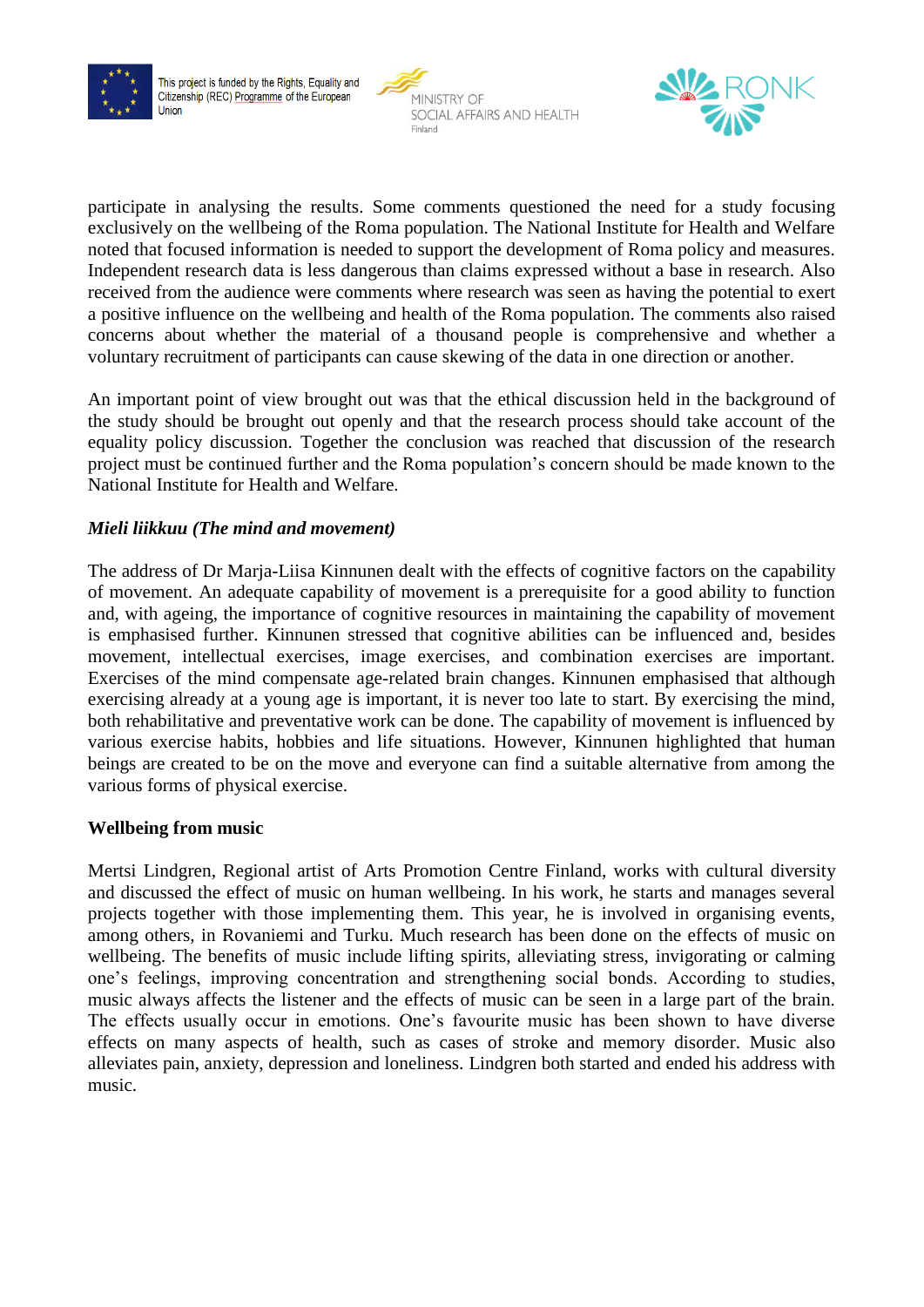participate in analysing the results. Some comments questioned the need for a study focusing exclusively on the wellbeing of the Roma population. The National Institute for Health and Welfare noted that focused information is needed to support the development of Roma policy and measures. Independent research data is less dangerous than claims expressed without a base in research. Also received from the audience were comments where research was seen as having the potential to exert a positive influence on the wellbeing and health of the Roma population. The comments also raised concerns about whether the material of a thousand people is comprehensive and whether a voluntary recruitment of participants can cause skewing of the data in one direction or another.

An important point of view brought out was that the ethical discussion held in the background of the study should be brought out openly and that the research process should take account of the equality policy discussion. Together the conclusion was reached that discussion of the research project must be continued further and the Roma population's concern should be made known to the National Institute for Health and Welfare.

***Mieli liikkuu (The mind and movement)***

The address of Dr Marja-Liisa Kinnunen dealt with the effects of cognitive factors on the capability of movement. An adequate capability of movement is a prerequisite for a good ability to function and, with ageing, the importance of cognitive resources in maintaining the capability of movement is emphasised further. Kinnunen stressed that cognitive abilities can be influenced and, besides movement, intellectual exercises, image exercises, and combination exercises are important. Exercises of the mind compensate age-related brain changes. Kinnunen emphasised that although exercising already at a young age is important, it is never too late to start. By exercising the mind, both rehabilitative and preventative work can be done. The capability of movement is influenced by various exercise habits, hobbies and life situations. However, Kinnunen highlighted that human beings are created to be on the move and everyone can find a suitable alternative from among the various forms of physical exercise.

**Wellbeing from music**

Mertsi Lindgren, Regional artist of Arts Promotion Centre Finland, works with cultural diversity and discussed the effect of music on human wellbeing. In his work, he starts and manages several projects together with those implementing them. This year, he is involved in organising events, among others, in Rovaniemi and Turku. Much research has been done on the effects of music on wellbeing. The benefits of music include lifting spirits, alleviating stress, invigorating or calming one's feelings, improving concentration and strengthening social bonds. According to studies, music always affects the listener and the effects of music can be seen in a large part of the brain. The effects usually occur in emotions. One's favourite music has been shown to have diverse effects on many aspects of health, such as cases of stroke and memory disorder. Music also alleviates pain, anxiety, depression and loneliness. Lindgren both started and ended his address with music.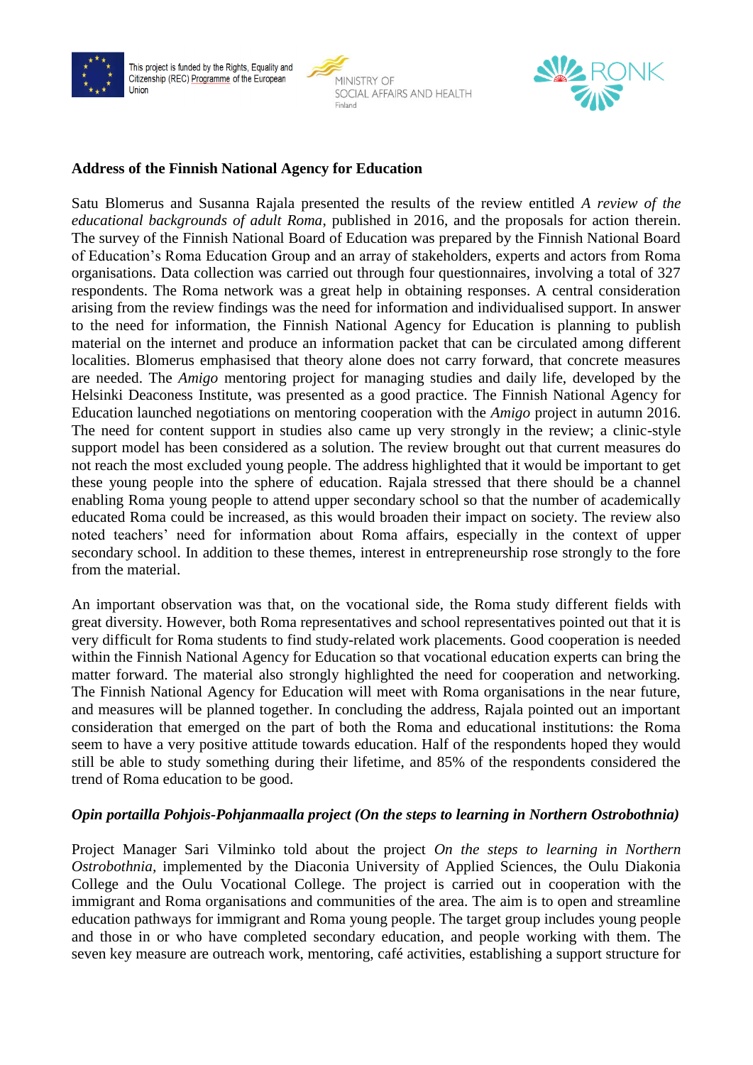**Address of the Finnish National Agency for Education**

Satu Blomerus and Susanna Rajala presented the results of the review entitled *A review of the educational backgrounds of adult Roma*, published in 2016, and the proposals for action therein. The survey of the Finnish National Board of Education was prepared by the Finnish National Board of Education's Roma Education Group and an array of stakeholders, experts and actors from Roma organisations. Data collection was carried out through four questionnaires, involving a total of 327 respondents. The Roma network was a great help in obtaining responses. A central consideration arising from the review findings was the need for information and individualised support. In answer to the need for information, the Finnish National Agency for Education is planning to publish material on the internet and produce an information packet that can be circulated among different localities. Blomerus emphasised that theory alone does not carry forward, that concrete measures are needed. The *Amigo* mentoring project for managing studies and daily life, developed by the Helsinki Deaconess Institute, was presented as a good practice. The Finnish National Agency for Education launched negotiations on mentoring cooperation with the *Amigo* project in autumn 2016. The need for content support in studies also came up very strongly in the review; a clinic-style support model has been considered as a solution. The review brought out that current measures do not reach the most excluded young people. The address highlighted that it would be important to get these young people into the sphere of education. Rajala stressed that there should be a channel enabling Roma young people to attend upper secondary school so that the number of academically educated Roma could be increased, as this would broaden their impact on society. The review also noted teachers' need for information about Roma affairs, especially in the context of upper secondary school. In addition to these themes, interest in entrepreneurship rose strongly to the fore from the material.

An important observation was that, on the vocational side, the Roma study different fields with great diversity. However, both Roma representatives and school representatives pointed out that it is very difficult for Roma students to find study-related work placements. Good cooperation is needed within the Finnish National Agency for Education so that vocational education experts can bring the matter forward. The material also strongly highlighted the need for cooperation and networking. The Finnish National Agency for Education will meet with Roma organisations in the near future, and measures will be planned together. In concluding the address, Rajala pointed out an important consideration that emerged on the part of both the Roma and educational institutions: the Roma seem to have a very positive attitude towards education. Half of the respondents hoped they would still be able to study something during their lifetime, and 85% of the respondents considered the trend of Roma education to be good.

***Opin portailla Pohjois-Pohjanmaalla project (On the steps to learning in Northern Ostrobothnia)***

Project Manager Sari Vilminko told about the project *On the steps to learning in Northern Ostrobothnia*, implemented by the Diaconia University of Applied Sciences, the Oulu Diakonia College and the Oulu Vocational College. The project is carried out in cooperation with the immigrant and Roma organisations and communities of the area. The aim is to open and streamline education pathways for immigrant and Roma young people. The target group includes young people and those in or who have completed secondary education, and people working with them. The seven key measure are outreach work, mentoring, café activities, establishing a support structure for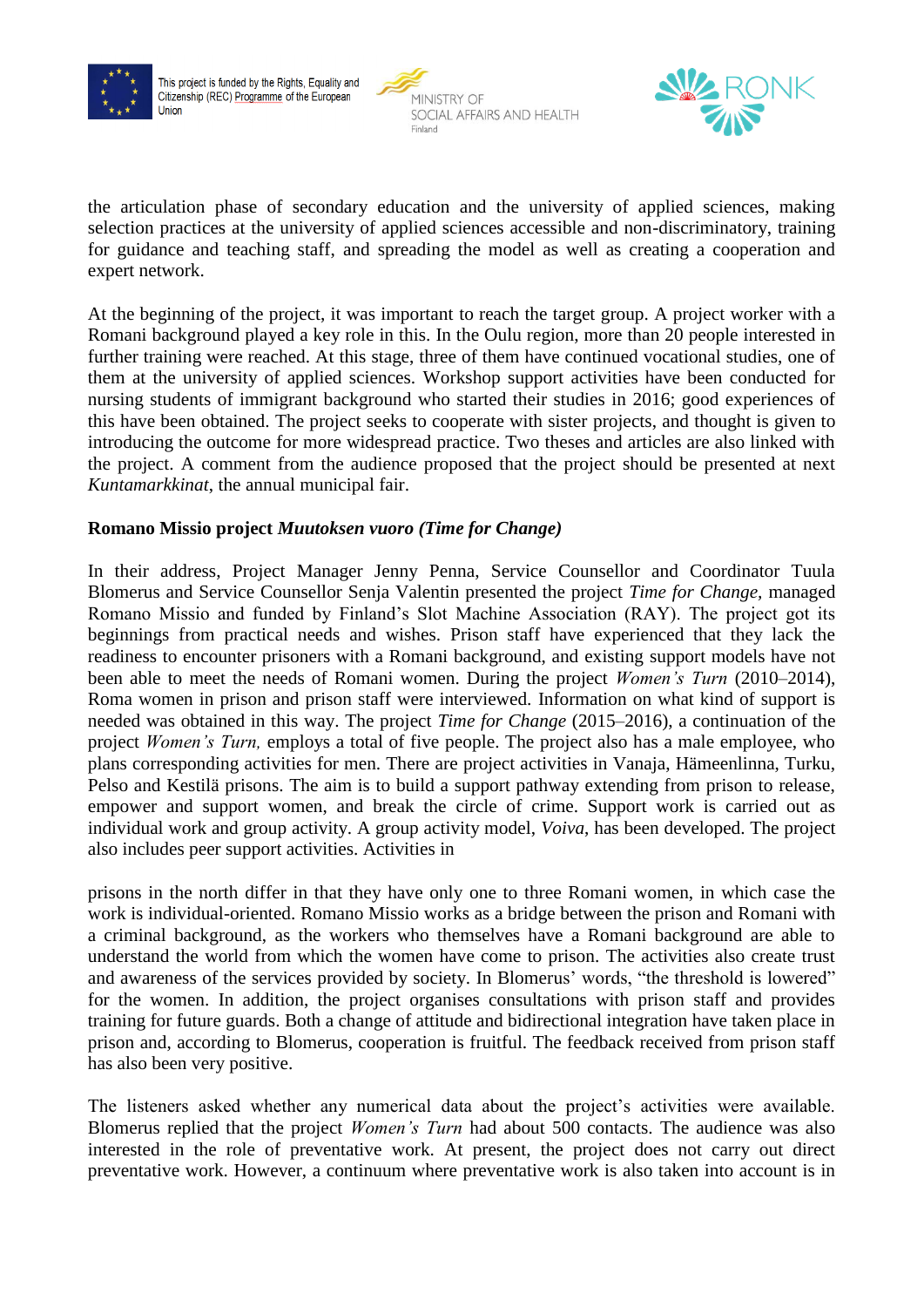the articulation phase of secondary education and the university of applied sciences, making selection practices at the university of applied sciences accessible and non-discriminatory, training for guidance and teaching staff, and spreading the model as well as creating a cooperation and expert network.

At the beginning of the project, it was important to reach the target group. A project worker with a Romani background played a key role in this. In the Oulu region, more than 20 people interested in further training were reached. At this stage, three of them have continued vocational studies, one of them at the university of applied sciences. Workshop support activities have been conducted for nursing students of immigrant background who started their studies in 2016; good experiences of this have been obtained. The project seeks to cooperate with sister projects, and thought is given to introducing the outcome for more widespread practice. Two theses and articles are also linked with the project. A comment from the audience proposed that the project should be presented at next *Kuntamarkkinat*, the annual municipal fair.

**Romano Missio project *Muutoksen vuoro (Time for Change)***

In their address, Project Manager Jenny Penna, Service Counsellor and Coordinator Tuula Blomerus and Service Counsellor Senja Valentin presented the project *Time for Change*, managed Romano Missio and funded by Finland's Slot Machine Association (RAY). The project got its beginnings from practical needs and wishes. Prison staff have experienced that they lack the readiness to encounter prisoners with a Romani background, and existing support models have not been able to meet the needs of Romani women. During the project *Women's Turn* (2010–2014), Roma women in prison and prison staff were interviewed. Information on what kind of support is needed was obtained in this way. The project *Time for Change* (2015–2016), a continuation of the project *Women's Turn,* employs a total of five people. The project also has a male employee, who plans corresponding activities for men. There are project activities in Vanaja, Hämeenlinna, Turku, Pelso and Kestilä prisons. The aim is to build a support pathway extending from prison to release, empower and support women, and break the circle of crime. Support work is carried out as individual work and group activity. A group activity model, *Voiva*, has been developed. The project also includes peer support activities. Activities in

prisons in the north differ in that they have only one to three Romani women, in which case the work is individual-oriented. Romano Missio works as a bridge between the prison and Romani with a criminal background, as the workers who themselves have a Romani background are able to understand the world from which the women have come to prison. The activities also create trust and awareness of the services provided by society. In Blomerus' words, "the threshold is lowered" for the women. In addition, the project organises consultations with prison staff and provides training for future guards. Both a change of attitude and bidirectional integration have taken place in prison and, according to Blomerus, cooperation is fruitful. The feedback received from prison staff has also been very positive.

The listeners asked whether any numerical data about the project's activities were available. Blomerus replied that the project *Women's Turn* had about 500 contacts. The audience was also interested in the role of preventative work. At present, the project does not carry out direct preventative work. However, a continuum where preventative work is also taken into account is in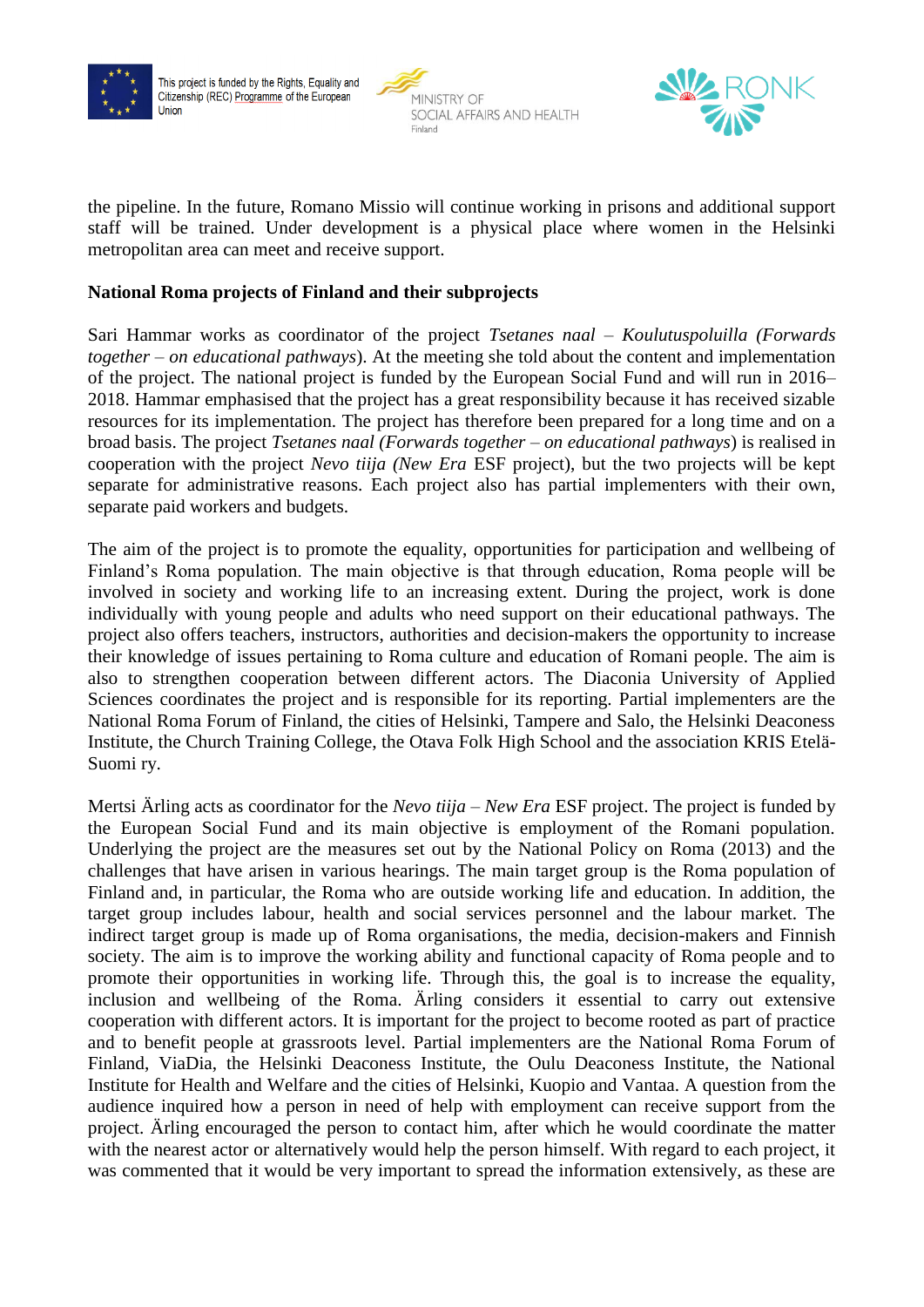the pipeline. In the future, Romano Missio will continue working in prisons and additional support staff will be trained. Under development is a physical place where women in the Helsinki metropolitan area can meet and receive support.

**National Roma projects of Finland and their subprojects**

Sari Hammar works as coordinator of the project *Tsetanes naal – Koulutuspoluilla (Forwards together – on educational pathways*). At the meeting she told about the content and implementation of the project. The national project is funded by the European Social Fund and will run in 2016–2018. Hammar emphasised that the project has a great responsibility because it has received sizable resources for its implementation. The project has therefore been prepared for a long time and on a broad basis. The project *Tsetanes naal (Forwards together – on educational pathways*) is realised in cooperation with the project *Nevo tiija (New Era* ESF project), but the two projects will be kept separate for administrative reasons. Each project also has partial implementers with their own, separate paid workers and budgets.

The aim of the project is to promote the equality, opportunities for participation and wellbeing of Finland's Roma population. The main objective is that through education, Roma people will be involved in society and working life to an increasing extent. During the project, work is done individually with young people and adults who need support on their educational pathways. The project also offers teachers, instructors, authorities and decision-makers the opportunity to increase their knowledge of issues pertaining to Roma culture and education of Romani people. The aim is also to strengthen cooperation between different actors. The Diaconia University of Applied Sciences coordinates the project and is responsible for its reporting. Partial implementers are the National Roma Forum of Finland, the cities of Helsinki, Tampere and Salo, the Helsinki Deaconess Institute, the Church Training College, the Otava Folk High School and the association KRIS Etelä-Suomi ry.

Mertsi Ärling acts as coordinator for the *Nevo tiija – New Era* ESF project. The project is funded by the European Social Fund and its main objective is employment of the Romani population. Underlying the project are the measures set out by the National Policy on Roma (2013) and the challenges that have arisen in various hearings. The main target group is the Roma population of Finland and, in particular, the Roma who are outside working life and education. In addition, the target group includes labour, health and social services personnel and the labour market. The indirect target group is made up of Roma organisations, the media, decision-makers and Finnish society. The aim is to improve the working ability and functional capacity of Roma people and to promote their opportunities in working life. Through this, the goal is to increase the equality, inclusion and wellbeing of the Roma. Ärling considers it essential to carry out extensive cooperation with different actors. It is important for the project to become rooted as part of practice and to benefit people at grassroots level. Partial implementers are the National Roma Forum of Finland, ViaDia, the Helsinki Deaconess Institute, the Oulu Deaconess Institute, the National Institute for Health and Welfare and the cities of Helsinki, Kuopio and Vantaa. A question from the audience inquired how a person in need of help with employment can receive support from the project. Ärling encouraged the person to contact him, after which he would coordinate the matter with the nearest actor or alternatively would help the person himself. With regard to each project, it was commented that it would be very important to spread the information extensively, as these are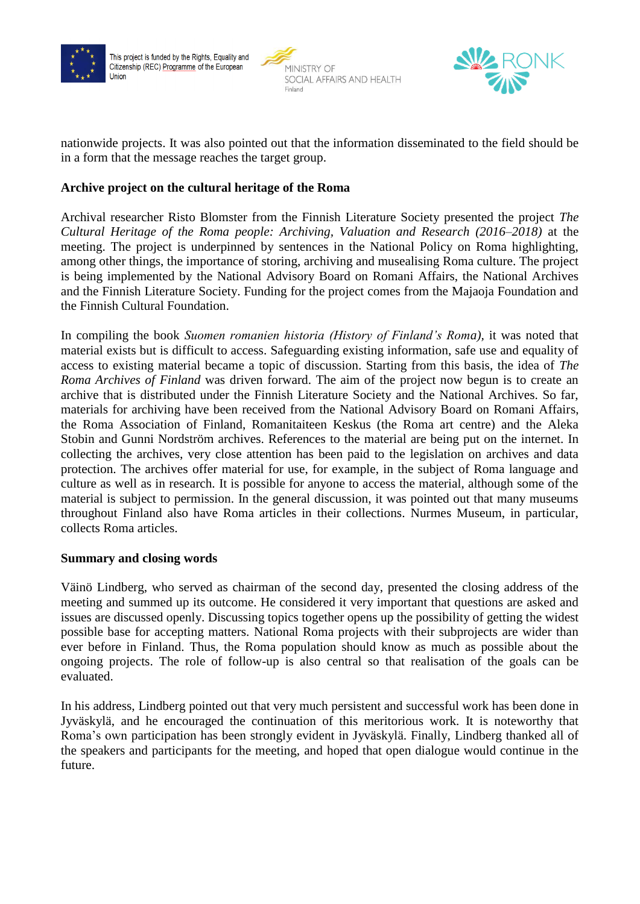nationwide projects. It was also pointed out that the information disseminated to the field should be in a form that the message reaches the target group.

## Archive project on the cultural heritage of the Roma

Archival researcher Risto Blomster from the Finnish Literature Society presented the project *The Cultural Heritage of the Roma people: Archiving, Valuation and Research (2016–2018)* at the meeting. The project is underpinned by sentences in the National Policy on Roma highlighting, among other things, the importance of storing, archiving and musealising Roma culture. The project is being implemented by the National Advisory Board on Romani Affairs, the National Archives and the Finnish Literature Society. Funding for the project comes from the Majaoja Foundation and the Finnish Cultural Foundation.

In compiling the book *Suomen romanien historia (History of Finland's Roma)*, it was noted that material exists but is difficult to access. Safeguarding existing information, safe use and equality of access to existing material became a topic of discussion. Starting from this basis, the idea of *The Roma Archives of Finland* was driven forward. The aim of the project now begun is to create an archive that is distributed under the Finnish Literature Society and the National Archives. So far, materials for archiving have been received from the National Advisory Board on Romani Affairs, the Roma Association of Finland, Romanitaiteen Keskus (the Roma art centre) and the Aleka Stobin and Gunni Nordström archives. References to the material are being put on the internet. In collecting the archives, very close attention has been paid to the legislation on archives and data protection. The archives offer material for use, for example, in the subject of Roma language and culture as well as in research. It is possible for anyone to access the material, although some of the material is subject to permission. In the general discussion, it was pointed out that many museums throughout Finland also have Roma articles in their collections. Nurmes Museum, in particular, collects Roma articles.

## Summary and closing words

Väinö Lindberg, who served as chairman of the second day, presented the closing address of the meeting and summed up its outcome. He considered it very important that questions are asked and issues are discussed openly. Discussing topics together opens up the possibility of getting the widest possible base for accepting matters. National Roma projects with their subprojects are wider than ever before in Finland. Thus, the Roma population should know as much as possible about the ongoing projects. The role of follow-up is also central so that realisation of the goals can be evaluated.

In his address, Lindberg pointed out that very much persistent and successful work has been done in Jyväskylä, and he encouraged the continuation of this meritorious work. It is noteworthy that Roma's own participation has been strongly evident in Jyväskylä. Finally, Lindberg thanked all of the speakers and participants for the meeting, and hoped that open dialogue would continue in the future.